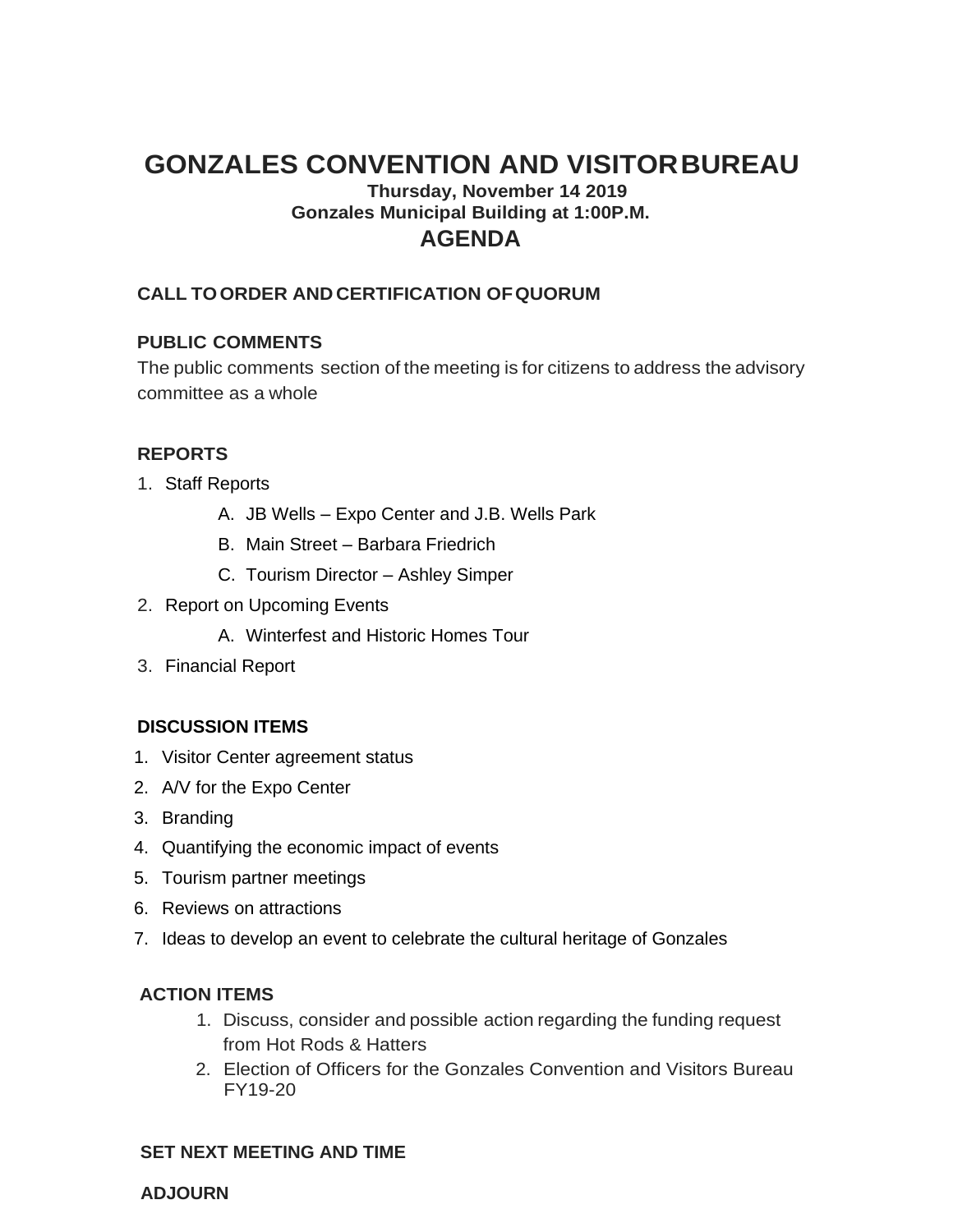# GONZALES CONVENTION AND VISITOR BUREAU

**Thursday, November 14 2019**
**Gonzales Municipal Building at 1:00P.M.**

## AGENDA

**CALL TO ORDER AND CERTIFICATION OF QUORUM**

**PUBLIC COMMENTS**

The public comments section of the meeting is for citizens to address the advisory committee as a whole

**REPORTS**

1. Staff Reports
   - A. JB Wells – Expo Center and J.B. Wells Park
   - B. Main Street – Barbara Friedrich
   - C. Tourism Director – Ashley Simper
2. Report on Upcoming Events
   - A. Winterfest and Historic Homes Tour
3. Financial Report

**DISCUSSION ITEMS**

1. Visitor Center agreement status
2. A/V for the Expo Center
3. Branding
4. Quantifying the economic impact of events
5. Tourism partner meetings
6. Reviews on attractions
7. Ideas to develop an event to celebrate the cultural heritage of Gonzales

**ACTION ITEMS**

1. Discuss, consider and possible action regarding the funding request from Hot Rods & Hatters
2. Election of Officers for the Gonzales Convention and Visitors Bureau FY19-20

**SET NEXT MEETING AND TIME**

**ADJOURN**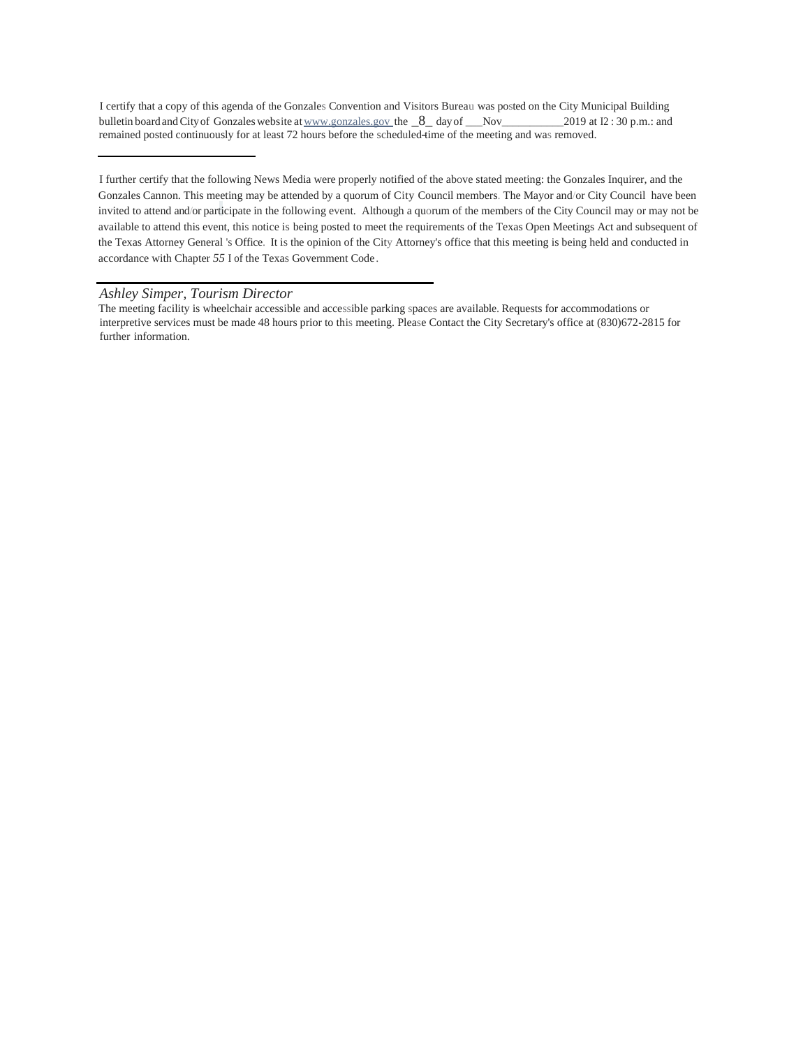I certify that a copy of this agenda of the Gonzales Convention and Visitors Bureau was posted on the City Municipal Building bulletin board and City of Gonzales website at www.gonzales.gov the _8_ day of ___Nov___________2019 at I2 : 30 p.m.: and remained posted continuously for at least 72 hours before the scheduled time of the meeting and was removed.

______________________________

I further certify that the following News Media were properly notified of the above stated meeting: the Gonzales Inquirer, and the Gonzales Cannon. This meeting may be attended by a quorum of City Council members. The Mayor and/or City Council have been invited to attend and/or participate in the following event. Although a quorum of the members of the City Council may or may not be available to attend this event, this notice is being posted to meet the requirements of the Texas Open Meetings Act and subsequent of the Texas Attorney General 's Office. It is the opinion of the City Attorney's office that this meeting is being held and conducted in accordance with Chapter *55* I of the Texas Government Code.

______________________________

*Ashley Simper, Tourism Director*

The meeting facility is wheelchair accessible and accessible parking spaces are available. Requests for accommodations or interpretive services must be made 48 hours prior to this meeting. Please Contact the City Secretary's office at (830)672-2815 for further information.